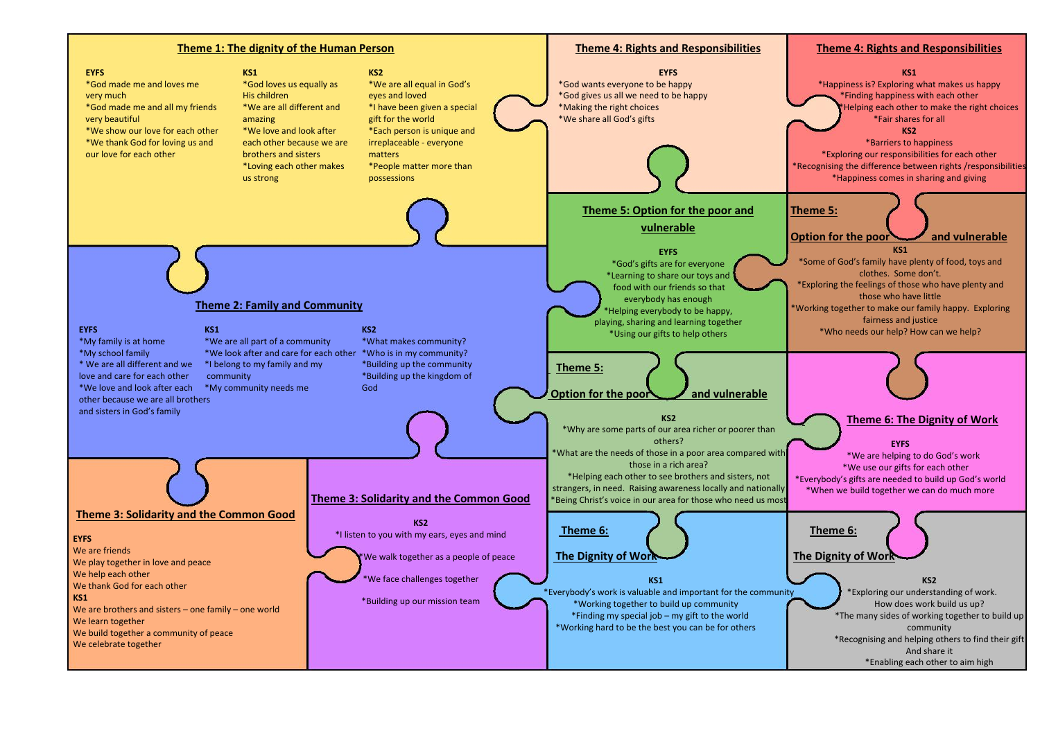## Theme 1: The dignity of the Human Person

**EYFS**

*God made me and loves me very much
*God made me and all my friends very beautiful
*We show our love for each other
*We thank God for loving us and our love for each other

**KS1**

*God loves us equally as His children
*We are all different and amazing
*We love and look after each other because we are brothers and sisters
*Loving each other makes us strong

**KS2**

*We are all equal in God's eyes and loved
*I have been given a special gift for the world
*Each person is unique and irreplaceable - everyone matters
*People matter more than possessions

## Theme 2: Family and Community

**EYFS**

*My family is at home
*My school family
* We are all different and we love and care for each other
*We love and look after each other because we are all brothers and sisters in God's family

**KS1**

*We are all part of a community
*We look after and care for each other
*I belong to my family and my community
*My community needs me

**KS2**

*What makes community?
*Who is in my community?
*Building up the community
*Building up the kingdom of God

## Theme 3: Solidarity and the Common Good

**EYFS**

We are friends
We play together in love and peace
We help each other
We thank God for each other

**KS1**

We are brothers and sisters – one family – one world
We learn together
We build together a community of peace
We celebrate together

## Theme 3: Solidarity and the Common Good

**KS2**

*I listen to you with my ears, eyes and mind
*We walk together as a people of peace
*We face challenges together
*Building up our mission team

## Theme 4: Rights and Responsibilities

**EYFS**

*God wants everyone to be happy
*God gives us all we need to be happy
*Making the right choices
*We share all God's gifts

## Theme 4: Rights and Responsibilities

**KS1**

*Happiness is? Exploring what makes us happy
*Finding happiness with each other
*Helping each other to make the right choices
*Fair shares for all

**KS2**

*Barriers to happiness
*Exploring our responsibilities for each other
*Recognising the difference between rights /responsibilities
*Happiness comes in sharing and giving

## Theme 5: Option for the poor and vulnerable

**EYFS**

*God's gifts are for everyone
*Learning to share our toys and food with our friends so that everybody has enough
*Helping everybody to be happy, playing, sharing and learning together
*Using our gifts to help others

## Theme 5: Option for the poor and vulnerable

**KS1**

*Some of God's family have plenty of food, toys and clothes. Some don't.
*Exploring the feelings of those who have plenty and those who have little
*Working together to make our family happy. Exploring fairness and justice
*Who needs our help? How can we help?

## Theme 5: Option for the poor and vulnerable

**KS2**

*Why are some parts of our area richer or poorer than others?
*What are the needs of those in a poor area compared with those in a rich area?
*Helping each other to see brothers and sisters, not strangers, in need. Raising awareness locally and nationally
*Being Christ's voice in our area for those who need us most

## Theme 6: The Dignity of Work

**EYFS**

*We are helping to do God's work
*We use our gifts for each other
*Everybody's gifts are needed to build up God's world
*When we build together we can do much more

## Theme 6: The Dignity of Work

**KS1**

*Everybody's work is valuable and important for the community
*Working together to build up community
*Finding my special job – my gift to the world
*Working hard to be the best you can be for others

## Theme 6: The Dignity of Work

**KS2**

*Exploring our understanding of work. How does work build us up?
*The many sides of working together to build up community
*Recognising and helping others to find their gift And share it
*Enabling each other to aim high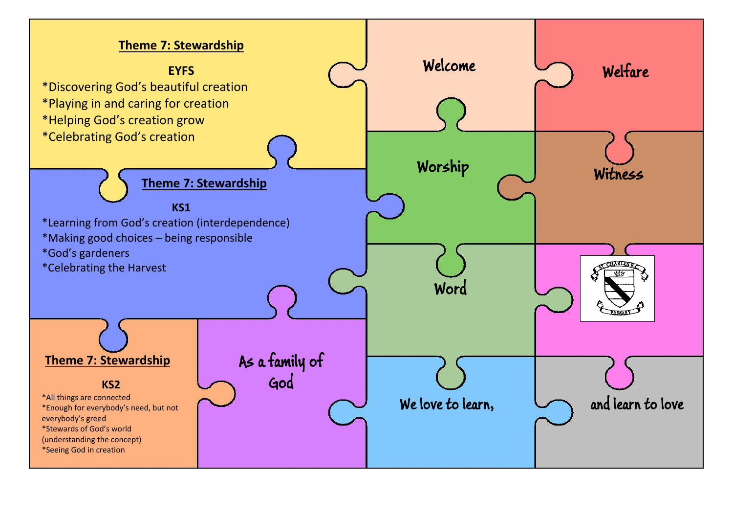## Theme 7: Stewardship

**EYFS**

*Discovering God's beautiful creation
*Playing in and caring for creation
*Helping God's creation grow
*Celebrating God's creation

## Theme 7: Stewardship

**KS1**

*Learning from God's creation (interdependence)
*Making good choices – being responsible
*God's gardeners
*Celebrating the Harvest

## Theme 7: Stewardship

**KS2**

*All things are connected
*Enough for everybody's need, but not everybody's greed
*Stewards of God's world (understanding the concept)
*Seeing God in creation

Welcome

Welfare

Worship

Witness

Word

ST. CHARLES R.C. PRIMARY

As a family of God

We love to learn,

and learn to love